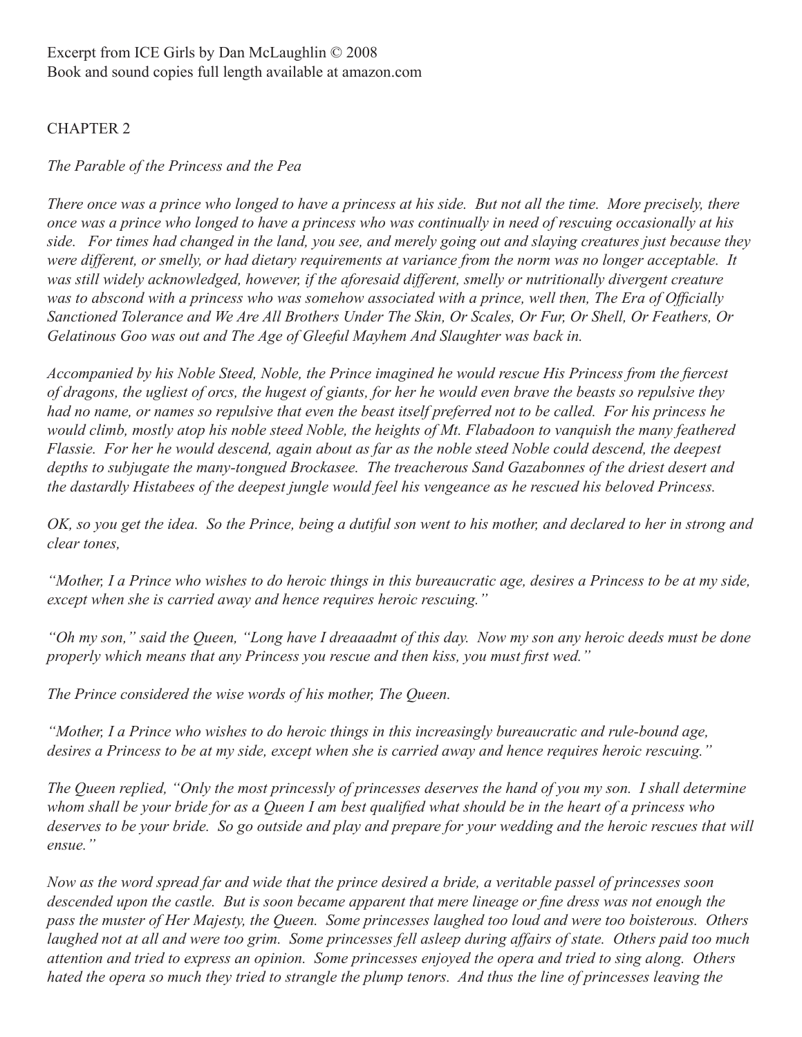Excerpt from ICE Girls by Dan McLaughlin © 2008
Book and sound copies full length available at amazon.com

CHAPTER 2

*The Parable of the Princess and the Pea*

*There once was a prince who longed to have a princess at his side. But not all the time. More precisely, there once was a prince who longed to have a princess who was continually in need of rescuing occasionally at his side. For times had changed in the land, you see, and merely going out and slaying creatures just because they were different, or smelly, or had dietary requirements at variance from the norm was no longer acceptable. It was still widely acknowledged, however, if the aforesaid different, smelly or nutritionally divergent creature was to abscond with a princess who was somehow associated with a prince, well then, The Era of Officially Sanctioned Tolerance and We Are All Brothers Under The Skin, Or Scales, Or Fur, Or Shell, Or Feathers, Or Gelatinous Goo was out and The Age of Gleeful Mayhem And Slaughter was back in.*

*Accompanied by his Noble Steed, Noble, the Prince imagined he would rescue His Princess from the fiercest of dragons, the ugliest of orcs, the hugest of giants, for her he would even brave the beasts so repulsive they had no name, or names so repulsive that even the beast itself preferred not to be called. For his princess he would climb, mostly atop his noble steed Noble, the heights of Mt. Flabadoon to vanquish the many feathered Flassie. For her he would descend, again about as far as the noble steed Noble could descend, the deepest depths to subjugate the many-tongued Brockasee. The treacherous Sand Gazabonnes of the driest desert and the dastardly Histabees of the deepest jungle would feel his vengeance as he rescued his beloved Princess.*

*OK, so you get the idea. So the Prince, being a dutiful son went to his mother, and declared to her in strong and clear tones,*

*"Mother, I a Prince who wishes to do heroic things in this bureaucratic age, desires a Princess to be at my side, except when she is carried away and hence requires heroic rescuing."*

*"Oh my son," said the Queen, "Long have I dreaaadmt of this day. Now my son any heroic deeds must be done properly which means that any Princess you rescue and then kiss, you must first wed."*

*The Prince considered the wise words of his mother, The Queen.*

*"Mother, I a Prince who wishes to do heroic things in this increasingly bureaucratic and rule-bound age, desires a Princess to be at my side, except when she is carried away and hence requires heroic rescuing."*

*The Queen replied, "Only the most princessly of princesses deserves the hand of you my son. I shall determine whom shall be your bride for as a Queen I am best qualified what should be in the heart of a princess who deserves to be your bride. So go outside and play and prepare for your wedding and the heroic rescues that will ensue."*

*Now as the word spread far and wide that the prince desired a bride, a veritable passel of princesses soon descended upon the castle. But is soon became apparent that mere lineage or fine dress was not enough the pass the muster of Her Majesty, the Queen. Some princesses laughed too loud and were too boisterous. Others laughed not at all and were too grim. Some princesses fell asleep during affairs of state. Others paid too much attention and tried to express an opinion. Some princesses enjoyed the opera and tried to sing along. Others hated the opera so much they tried to strangle the plump tenors. And thus the line of princesses leaving the*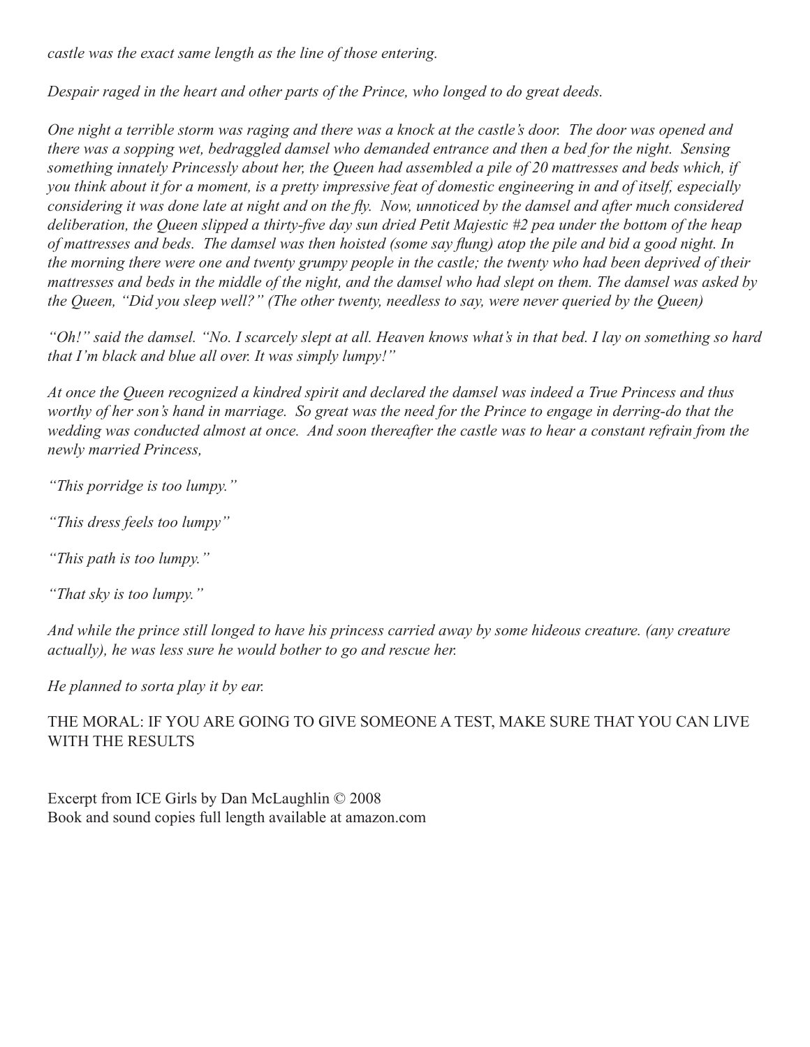*castle was the exact same length as the line of those entering.*

*Despair raged in the heart and other parts of the Prince, who longed to do great deeds.*

*One night a terrible storm was raging and there was a knock at the castle's door. The door was opened and there was a sopping wet, bedraggled damsel who demanded entrance and then a bed for the night. Sensing something innately Princessly about her, the Queen had assembled a pile of 20 mattresses and beds which, if you think about it for a moment, is a pretty impressive feat of domestic engineering in and of itself, especially considering it was done late at night and on the fly. Now, unnoticed by the damsel and after much considered deliberation, the Queen slipped a thirty-five day sun dried Petit Majestic #2 pea under the bottom of the heap of mattresses and beds. The damsel was then hoisted (some say flung) atop the pile and bid a good night. In the morning there were one and twenty grumpy people in the castle; the twenty who had been deprived of their mattresses and beds in the middle of the night, and the damsel who had slept on them. The damsel was asked by the Queen, "Did you sleep well?" (The other twenty, needless to say, were never queried by the Queen)*

*"Oh!" said the damsel. "No. I scarcely slept at all. Heaven knows what's in that bed. I lay on something so hard that I'm black and blue all over. It was simply lumpy!"*

*At once the Queen recognized a kindred spirit and declared the damsel was indeed a True Princess and thus worthy of her son's hand in marriage. So great was the need for the Prince to engage in derring-do that the wedding was conducted almost at once. And soon thereafter the castle was to hear a constant refrain from the newly married Princess,*

*"This porridge is too lumpy."*

*"This dress feels too lumpy"*

*"This path is too lumpy."*

*"That sky is too lumpy."*

*And while the prince still longed to have his princess carried away by some hideous creature. (any creature actually), he was less sure he would bother to go and rescue her.*

*He planned to sorta play it by ear.*

THE MORAL: IF YOU ARE GOING TO GIVE SOMEONE A TEST, MAKE SURE THAT YOU CAN LIVE WITH THE RESULTS

Excerpt from ICE Girls by Dan McLaughlin © 2008
Book and sound copies full length available at amazon.com